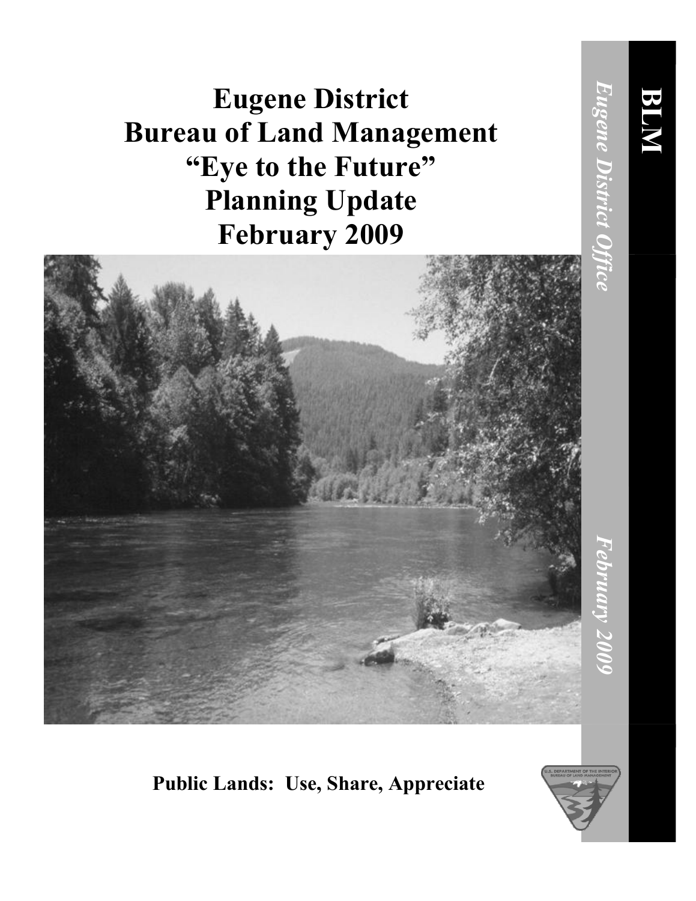# Eugene District
# Bureau of Land Management
# "Eye to the Future"
# Planning Update
# February 2009

**Public Lands: Use, Share, Appreciate**

**BLM**

*Eugene District Office*

*February 2009*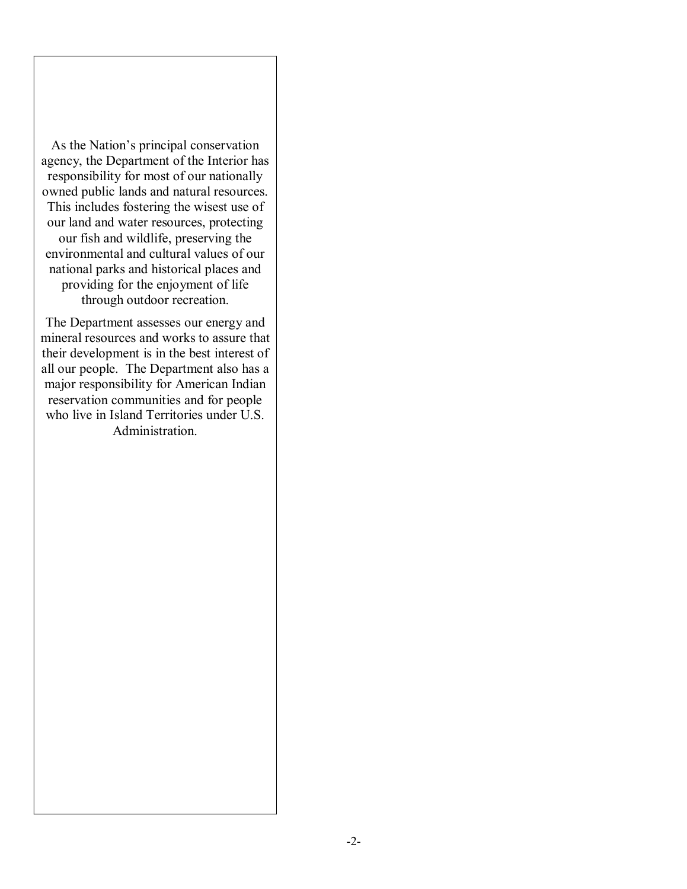As the Nation's principal conservation agency, the Department of the Interior has responsibility for most of our nationally owned public lands and natural resources. This includes fostering the wisest use of our land and water resources, protecting our fish and wildlife, preserving the environmental and cultural values of our national parks and historical places and providing for the enjoyment of life through outdoor recreation.

The Department assesses our energy and mineral resources and works to assure that their development is in the best interest of all our people. The Department also has a major responsibility for American Indian reservation communities and for people who live in Island Territories under U.S. Administration.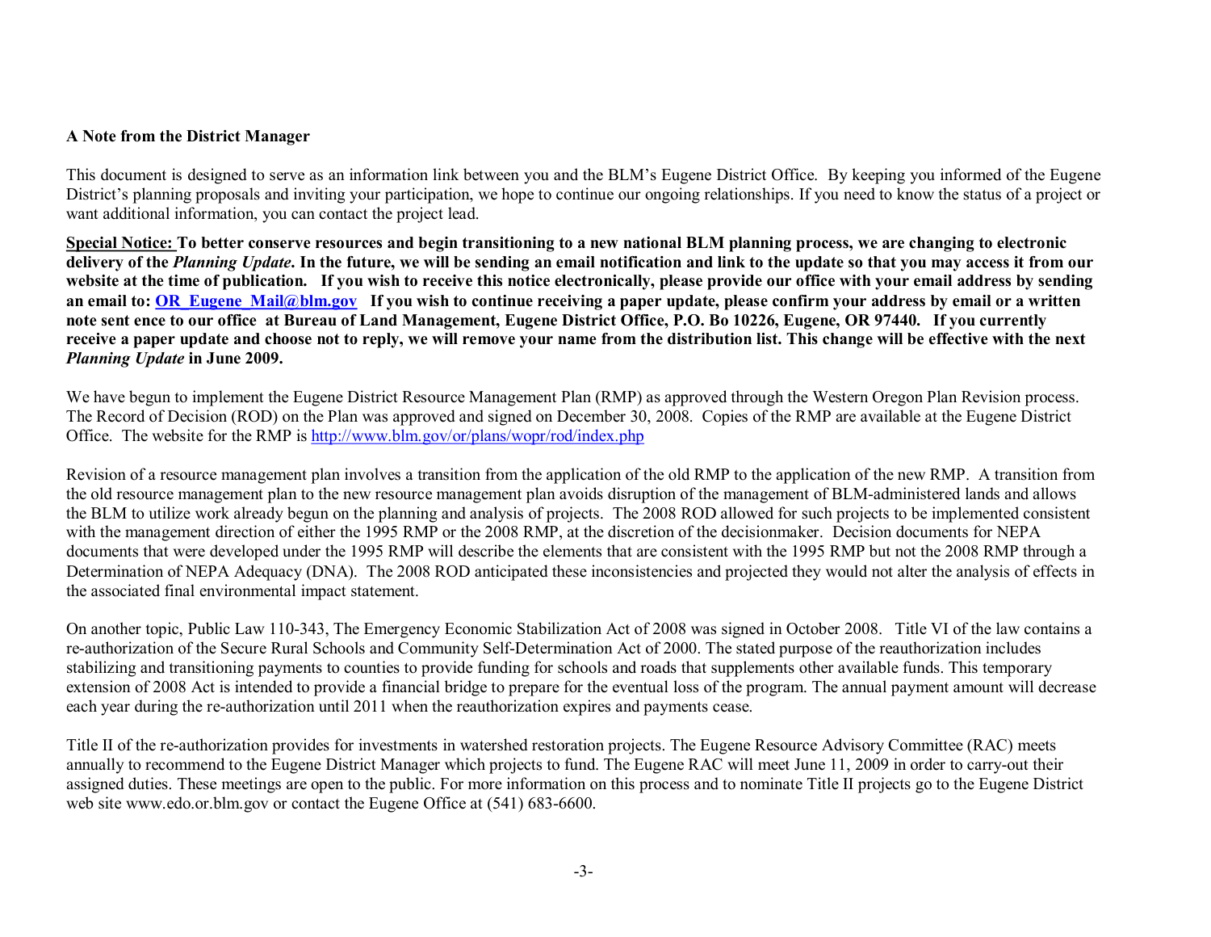**A Note from the District Manager**

This document is designed to serve as an information link between you and the BLM's Eugene District Office. By keeping you informed of the Eugene District's planning proposals and inviting your participation, we hope to continue our ongoing relationships. If you need to know the status of a project or want additional information, you can contact the project lead.

**<u>Special Notice:</u> To better conserve resources and begin transitioning to a new national BLM planning process, we are changing to electronic delivery of the *Planning Update*. In the future, we will be sending an email notification and link to the update so that you may access it from our website at the time of publication. If you wish to receive this notice electronically, please provide our office with your email address by sending an email to: [OR_Eugene_Mail@blm.gov](mailto:OR_Eugene_Mail@blm.gov) If you wish to continue receiving a paper update, please confirm your address by email or a written note sent ence to our office at Bureau of Land Management, Eugene District Office, P.O. Bo 10226, Eugene, OR 97440. If you currently receive a paper update and choose not to reply, we will remove your name from the distribution list. This change will be effective with the next *Planning Update* in June 2009.**

We have begun to implement the Eugene District Resource Management Plan (RMP) as approved through the Western Oregon Plan Revision process. The Record of Decision (ROD) on the Plan was approved and signed on December 30, 2008. Copies of the RMP are available at the Eugene District Office. The website for the RMP is http://www.blm.gov/or/plans/wopr/rod/index.php

Revision of a resource management plan involves a transition from the application of the old RMP to the application of the new RMP. A transition from the old resource management plan to the new resource management plan avoids disruption of the management of BLM-administered lands and allows the BLM to utilize work already begun on the planning and analysis of projects. The 2008 ROD allowed for such projects to be implemented consistent with the management direction of either the 1995 RMP or the 2008 RMP, at the discretion of the decisionmaker. Decision documents for NEPA documents that were developed under the 1995 RMP will describe the elements that are consistent with the 1995 RMP but not the 2008 RMP through a Determination of NEPA Adequacy (DNA). The 2008 ROD anticipated these inconsistencies and projected they would not alter the analysis of effects in the associated final environmental impact statement.

On another topic, Public Law 110-343, The Emergency Economic Stabilization Act of 2008 was signed in October 2008. Title VI of the law contains a re-authorization of the Secure Rural Schools and Community Self-Determination Act of 2000. The stated purpose of the reauthorization includes stabilizing and transitioning payments to counties to provide funding for schools and roads that supplements other available funds. This temporary extension of 2008 Act is intended to provide a financial bridge to prepare for the eventual loss of the program. The annual payment amount will decrease each year during the re-authorization until 2011 when the reauthorization expires and payments cease.

Title II of the re-authorization provides for investments in watershed restoration projects. The Eugene Resource Advisory Committee (RAC) meets annually to recommend to the Eugene District Manager which projects to fund. The Eugene RAC will meet June 11, 2009 in order to carry-out their assigned duties. These meetings are open to the public. For more information on this process and to nominate Title II projects go to the Eugene District web site www.edo.or.blm.gov or contact the Eugene Office at (541) 683-6600.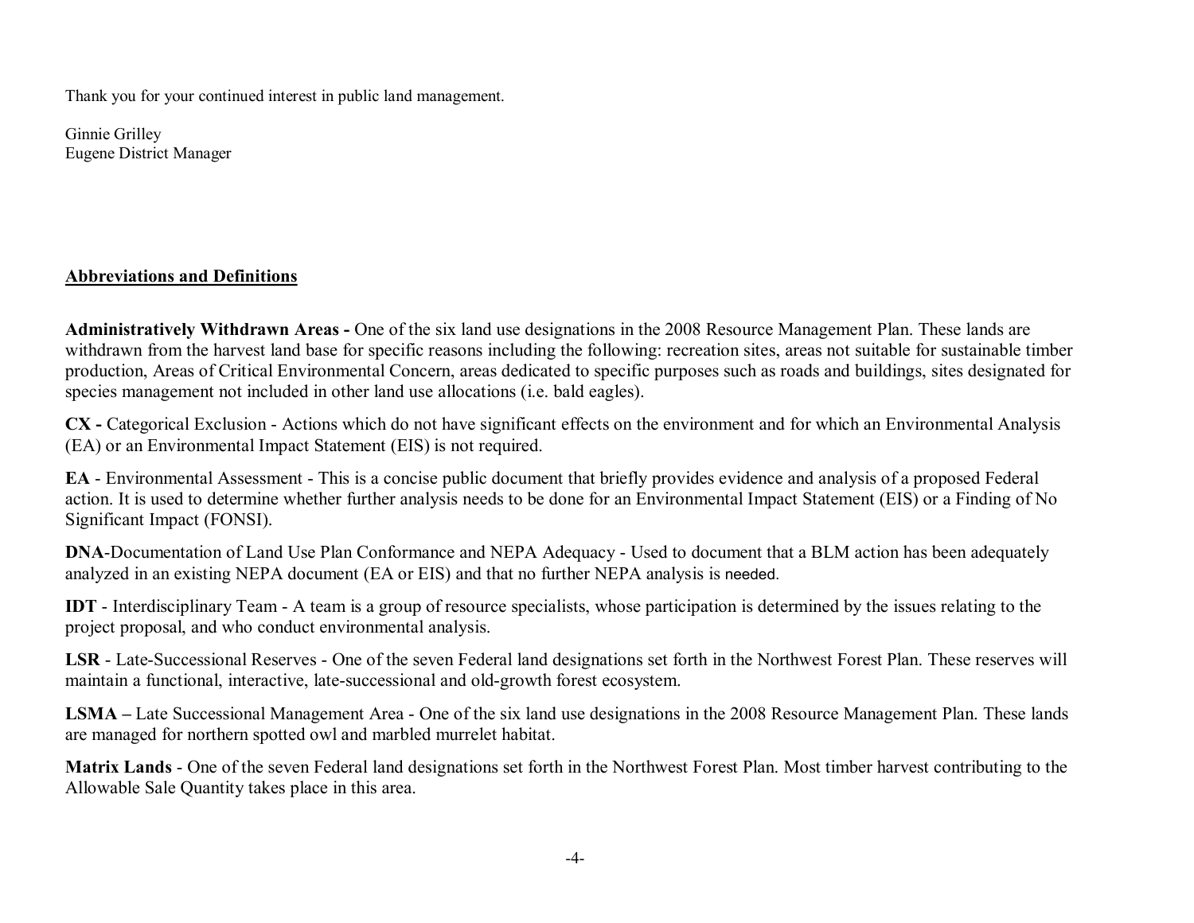Thank you for your continued interest in public land management.

Ginnie Grilley
Eugene District Manager

## Abbreviations and Definitions

**Administratively Withdrawn Areas -** One of the six land use designations in the 2008 Resource Management Plan. These lands are withdrawn from the harvest land base for specific reasons including the following: recreation sites, areas not suitable for sustainable timber production, Areas of Critical Environmental Concern, areas dedicated to specific purposes such as roads and buildings, sites designated for species management not included in other land use allocations (i.e. bald eagles).

**CX -** Categorical Exclusion - Actions which do not have significant effects on the environment and for which an Environmental Analysis (EA) or an Environmental Impact Statement (EIS) is not required.

**EA** - Environmental Assessment - This is a concise public document that briefly provides evidence and analysis of a proposed Federal action. It is used to determine whether further analysis needs to be done for an Environmental Impact Statement (EIS) or a Finding of No Significant Impact (FONSI).

**DNA**-Documentation of Land Use Plan Conformance and NEPA Adequacy - Used to document that a BLM action has been adequately analyzed in an existing NEPA document (EA or EIS) and that no further NEPA analysis is needed.

**IDT** - Interdisciplinary Team - A team is a group of resource specialists, whose participation is determined by the issues relating to the project proposal, and who conduct environmental analysis.

**LSR** - Late-Successional Reserves - One of the seven Federal land designations set forth in the Northwest Forest Plan. These reserves will maintain a functional, interactive, late-successional and old-growth forest ecosystem.

**LSMA –** Late Successional Management Area - One of the six land use designations in the 2008 Resource Management Plan. These lands are managed for northern spotted owl and marbled murrelet habitat.

**Matrix Lands** - One of the seven Federal land designations set forth in the Northwest Forest Plan. Most timber harvest contributing to the Allowable Sale Quantity takes place in this area.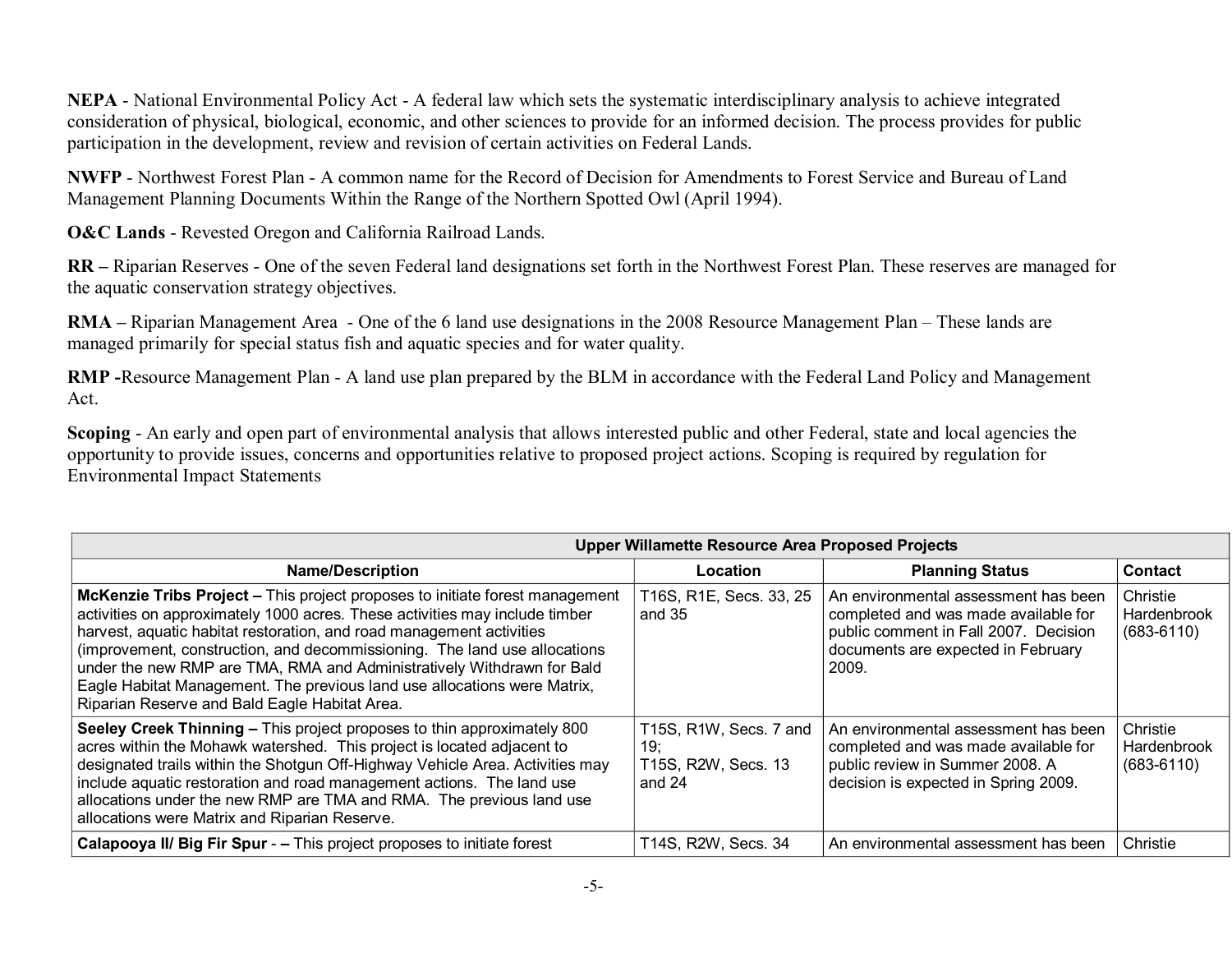**NEPA** - National Environmental Policy Act - A federal law which sets the systematic interdisciplinary analysis to achieve integrated consideration of physical, biological, economic, and other sciences to provide for an informed decision. The process provides for public participation in the development, review and revision of certain activities on Federal Lands.

**NWFP** - Northwest Forest Plan - A common name for the Record of Decision for Amendments to Forest Service and Bureau of Land Management Planning Documents Within the Range of the Northern Spotted Owl (April 1994).

**O&C Lands** - Revested Oregon and California Railroad Lands.

**RR –** Riparian Reserves - One of the seven Federal land designations set forth in the Northwest Forest Plan. These reserves are managed for the aquatic conservation strategy objectives.

**RMA –** Riparian Management Area - One of the 6 land use designations in the 2008 Resource Management Plan – These lands are managed primarily for special status fish and aquatic species and for water quality.

**RMP -**Resource Management Plan - A land use plan prepared by the BLM in accordance with the Federal Land Policy and Management Act.

**Scoping** - An early and open part of environmental analysis that allows interested public and other Federal, state and local agencies the opportunity to provide issues, concerns and opportunities relative to proposed project actions. Scoping is required by regulation for Environmental Impact Statements

| Upper Willamette Resource Area Proposed Projects | | | |
|---|---|---|---|
| **Name/Description** | **Location** | **Planning Status** | **Contact** |
| **McKenzie Tribs Project –** This project proposes to initiate forest management activities on approximately 1000 acres. These activities may include timber harvest, aquatic habitat restoration, and road management activities (improvement, construction, and decommissioning. The land use allocations under the new RMP are TMA, RMA and Administratively Withdrawn for Bald Eagle Habitat Management. The previous land use allocations were Matrix, Riparian Reserve and Bald Eagle Habitat Area. | T16S, R1E, Secs. 33, 25 and 35 | An environmental assessment has been completed and was made available for public comment in Fall 2007. Decision documents are expected in February 2009. | Christie Hardenbrook (683-6110) |
| **Seeley Creek Thinning –** This project proposes to thin approximately 800 acres within the Mohawk watershed. This project is located adjacent to designated trails within the Shotgun Off-Highway Vehicle Area. Activities may include aquatic restoration and road management actions. The land use allocations under the new RMP are TMA and RMA. The previous land use allocations were Matrix and Riparian Reserve. | T15S, R1W, Secs. 7 and 19; T15S, R2W, Secs. 13 and 24 | An environmental assessment has been completed and was made available for public review in Summer 2008. A decision is expected in Spring 2009. | Christie Hardenbrook (683-6110) |
| **Calapooya II/ Big Fir Spur** - **–** This project proposes to initiate forest | T14S, R2W, Secs. 34 | An environmental assessment has been | Christie |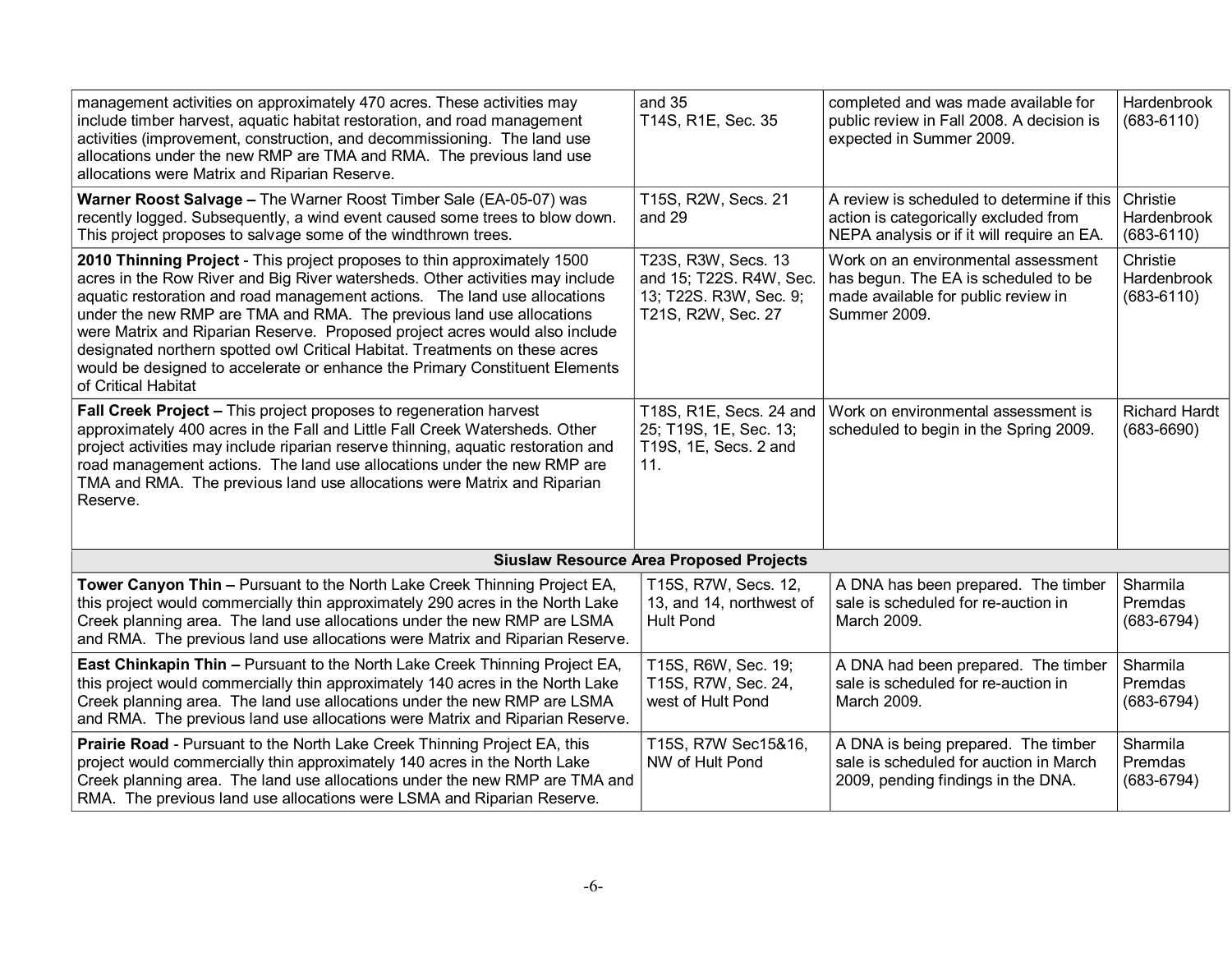| | | | |
|---|---|---|---|
| management activities on approximately 470 acres. These activities may include timber harvest, aquatic habitat restoration, and road management activities (improvement, construction, and decommissioning. The land use allocations under the new RMP are TMA and RMA. The previous land use allocations were Matrix and Riparian Reserve. | and 35 T14S, R1E, Sec. 35 | completed and was made available for public review in Fall 2008. A decision is expected in Summer 2009. | Hardenbrook (683-6110) |
| **Warner Roost Salvage –** The Warner Roost Timber Sale (EA-05-07) was recently logged. Subsequently, a wind event caused some trees to blow down. This project proposes to salvage some of the windthrown trees. | T15S, R2W, Secs. 21 and 29 | A review is scheduled to determine if this action is categorically excluded from NEPA analysis or if it will require an EA. | Christie Hardenbrook (683-6110) |
| **2010 Thinning Project** - This project proposes to thin approximately 1500 acres in the Row River and Big River watersheds. Other activities may include aquatic restoration and road management actions. The land use allocations under the new RMP are TMA and RMA. The previous land use allocations were Matrix and Riparian Reserve. Proposed project acres would also include designated northern spotted owl Critical Habitat. Treatments on these acres would be designed to accelerate or enhance the Primary Constituent Elements of Critical Habitat | T23S, R3W, Secs. 13 and 15; T22S. R4W, Sec. 13; T22S. R3W, Sec. 9; T21S, R2W, Sec. 27 | Work on an environmental assessment has begun. The EA is scheduled to be made available for public review in Summer 2009. | Christie Hardenbrook (683-6110) |
| **Fall Creek Project –** This project proposes to regeneration harvest approximately 400 acres in the Fall and Little Fall Creek Watersheds. Other project activities may include riparian reserve thinning, aquatic restoration and road management actions. The land use allocations under the new RMP are TMA and RMA. The previous land use allocations were Matrix and Riparian Reserve. | T18S, R1E, Secs. 24 and 25; T19S, 1E, Sec. 13; T19S, 1E, Secs. 2 and 11. | Work on environmental assessment is scheduled to begin in the Spring 2009. | Richard Hardt (683-6690) |
| **Siuslaw Resource Area Proposed Projects** | | | |
| **Tower Canyon Thin –** Pursuant to the North Lake Creek Thinning Project EA, this project would commercially thin approximately 290 acres in the North Lake Creek planning area. The land use allocations under the new RMP are LSMA and RMA. The previous land use allocations were Matrix and Riparian Reserve. | T15S, R7W, Secs. 12, 13, and 14, northwest of Hult Pond | A DNA has been prepared. The timber sale is scheduled for re-auction in March 2009. | Sharmila Premdas (683-6794) |
| **East Chinkapin Thin –** Pursuant to the North Lake Creek Thinning Project EA, this project would commercially thin approximately 140 acres in the North Lake Creek planning area. The land use allocations under the new RMP are LSMA and RMA. The previous land use allocations were Matrix and Riparian Reserve. | T15S, R6W, Sec. 19; T15S, R7W, Sec. 24, west of Hult Pond | A DNA had been prepared. The timber sale is scheduled for re-auction in March 2009. | Sharmila Premdas (683-6794) |
| **Prairie Road** - Pursuant to the North Lake Creek Thinning Project EA, this project would commercially thin approximately 140 acres in the North Lake Creek planning area. The land use allocations under the new RMP are TMA and RMA. The previous land use allocations were LSMA and Riparian Reserve. | T15S, R7W Sec15&16, NW of Hult Pond | A DNA is being prepared. The timber sale is scheduled for auction in March 2009, pending findings in the DNA. | Sharmila Premdas (683-6794) |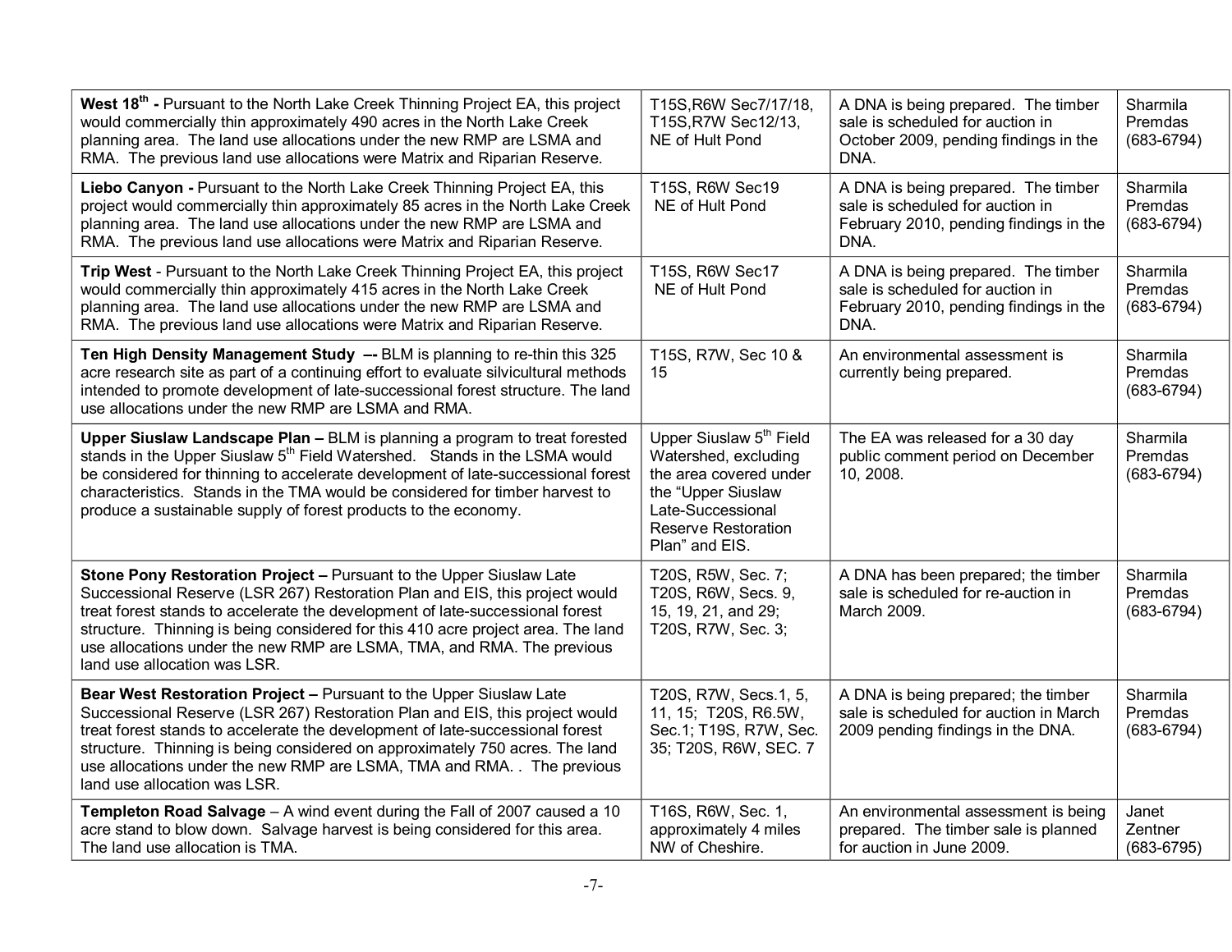| | | | |
|---|---|---|---|
| **West 18th -** Pursuant to the North Lake Creek Thinning Project EA, this project would commercially thin approximately 490 acres in the North Lake Creek planning area. The land use allocations under the new RMP are LSMA and RMA. The previous land use allocations were Matrix and Riparian Reserve. | T15S,R6W Sec7/17/18, T15S,R7W Sec12/13, NE of Hult Pond | A DNA is being prepared. The timber sale is scheduled for auction in October 2009, pending findings in the DNA. | Sharmila Premdas (683-6794) |
| **Liebo Canyon -** Pursuant to the North Lake Creek Thinning Project EA, this project would commercially thin approximately 85 acres in the North Lake Creek planning area. The land use allocations under the new RMP are LSMA and RMA. The previous land use allocations were Matrix and Riparian Reserve. | T15S, R6W Sec19 NE of Hult Pond | A DNA is being prepared. The timber sale is scheduled for auction in February 2010, pending findings in the DNA. | Sharmila Premdas (683-6794) |
| **Trip West** - Pursuant to the North Lake Creek Thinning Project EA, this project would commercially thin approximately 415 acres in the North Lake Creek planning area. The land use allocations under the new RMP are LSMA and RMA. The previous land use allocations were Matrix and Riparian Reserve. | T15S, R6W Sec17 NE of Hult Pond | A DNA is being prepared. The timber sale is scheduled for auction in February 2010, pending findings in the DNA. | Sharmila Premdas (683-6794) |
| **Ten High Density Management Study –-** BLM is planning to re-thin this 325 acre research site as part of a continuing effort to evaluate silvicultural methods intended to promote development of late-successional forest structure. The land use allocations under the new RMP are LSMA and RMA. | T15S, R7W, Sec 10 & 15 | An environmental assessment is currently being prepared. | Sharmila Premdas (683-6794) |
| **Upper Siuslaw Landscape Plan –** BLM is planning a program to treat forested stands in the Upper Siuslaw 5th Field Watershed. Stands in the LSMA would be considered for thinning to accelerate development of late-successional forest characteristics. Stands in the TMA would be considered for timber harvest to produce a sustainable supply of forest products to the economy. | Upper Siuslaw 5th Field Watershed, excluding the area covered under the "Upper Siuslaw Late-Successional Reserve Restoration Plan" and EIS. | The EA was released for a 30 day public comment period on December 10, 2008. | Sharmila Premdas (683-6794) |
| **Stone Pony Restoration Project –** Pursuant to the Upper Siuslaw Late Successional Reserve (LSR 267) Restoration Plan and EIS, this project would treat forest stands to accelerate the development of late-successional forest structure. Thinning is being considered for this 410 acre project area. The land use allocations under the new RMP are LSMA, TMA, and RMA. The previous land use allocation was LSR. | T20S, R5W, Sec. 7; T20S, R6W, Secs. 9, 15, 19, 21, and 29; T20S, R7W, Sec. 3; | A DNA has been prepared; the timber sale is scheduled for re-auction in March 2009. | Sharmila Premdas (683-6794) |
| **Bear West Restoration Project –** Pursuant to the Upper Siuslaw Late Successional Reserve (LSR 267) Restoration Plan and EIS, this project would treat forest stands to accelerate the development of late-successional forest structure. Thinning is being considered on approximately 750 acres. The land use allocations under the new RMP are LSMA, TMA and RMA. . The previous land use allocation was LSR. | T20S, R7W, Secs.1, 5, 11, 15; T20S, R6.5W, Sec.1; T19S, R7W, Sec. 35; T20S, R6W, SEC. 7 | A DNA is being prepared; the timber sale is scheduled for auction in March 2009 pending findings in the DNA. | Sharmila Premdas (683-6794) |
| **Templeton Road Salvage** – A wind event during the Fall of 2007 caused a 10 acre stand to blow down. Salvage harvest is being considered for this area. The land use allocation is TMA. | T16S, R6W, Sec. 1, approximately 4 miles NW of Cheshire. | An environmental assessment is being prepared. The timber sale is planned for auction in June 2009. | Janet Zentner (683-6795) |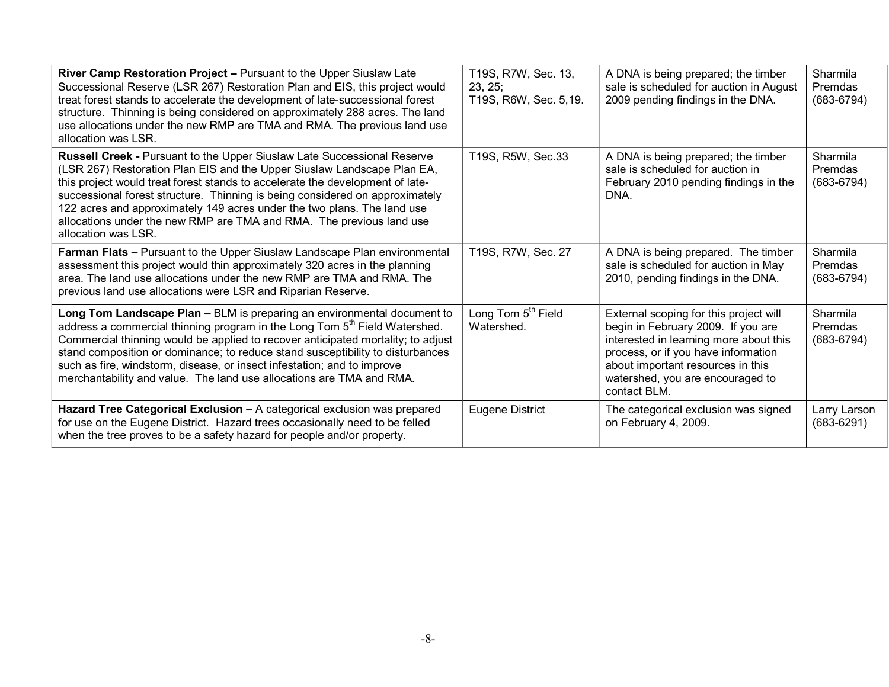| | | | |
|---|---|---|---|
| **River Camp Restoration Project –** Pursuant to the Upper Siuslaw Late Successional Reserve (LSR 267) Restoration Plan and EIS, this project would treat forest stands to accelerate the development of late-successional forest structure. Thinning is being considered on approximately 288 acres. The land use allocations under the new RMP are TMA and RMA. The previous land use allocation was LSR. | T19S, R7W, Sec. 13, 23, 25;<br>T19S, R6W, Sec. 5,19. | A DNA is being prepared; the timber sale is scheduled for auction in August 2009 pending findings in the DNA. | Sharmila Premdas (683-6794) |
| **Russell Creek -** Pursuant to the Upper Siuslaw Late Successional Reserve (LSR 267) Restoration Plan EIS and the Upper Siuslaw Landscape Plan EA, this project would treat forest stands to accelerate the development of late-successional forest structure. Thinning is being considered on approximately 122 acres and approximately 149 acres under the two plans. The land use allocations under the new RMP are TMA and RMA. The previous land use allocation was LSR. | T19S, R5W, Sec.33 | A DNA is being prepared; the timber sale is scheduled for auction in February 2010 pending findings in the DNA. | Sharmila Premdas (683-6794) |
| **Farman Flats –** Pursuant to the Upper Siuslaw Landscape Plan environmental assessment this project would thin approximately 320 acres in the planning area. The land use allocations under the new RMP are TMA and RMA. The previous land use allocations were LSR and Riparian Reserve. | T19S, R7W, Sec. 27 | A DNA is being prepared. The timber sale is scheduled for auction in May 2010, pending findings in the DNA. | Sharmila Premdas (683-6794) |
| **Long Tom Landscape Plan –** BLM is preparing an environmental document to address a commercial thinning program in the Long Tom 5th Field Watershed. Commercial thinning would be applied to recover anticipated mortality; to adjust stand composition or dominance; to reduce stand susceptibility to disturbances such as fire, windstorm, disease, or insect infestation; and to improve merchantability and value. The land use allocations are TMA and RMA. | Long Tom 5th Field Watershed. | External scoping for this project will begin in February 2009. If you are interested in learning more about this process, or if you have information about important resources in this watershed, you are encouraged to contact BLM. | Sharmila Premdas (683-6794) |
| **Hazard Tree Categorical Exclusion –** A categorical exclusion was prepared for use on the Eugene District. Hazard trees occasionally need to be felled when the tree proves to be a safety hazard for people and/or property. | Eugene District | The categorical exclusion was signed on February 4, 2009. | Larry Larson (683-6291) |